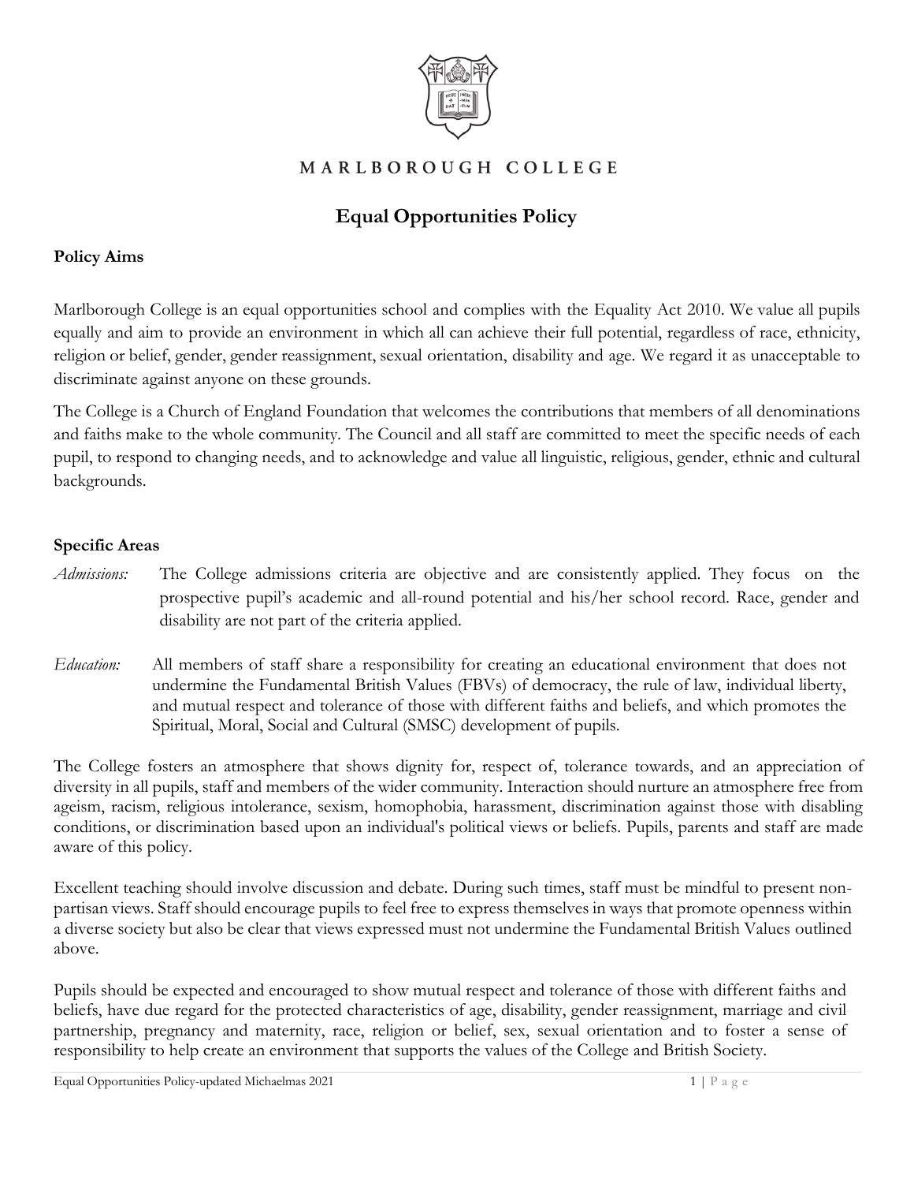MARLBOROUGH COLLEGE

# Equal Opportunities Policy

## Policy Aims

Marlborough College is an equal opportunities school and complies with the Equality Act 2010. We value all pupils equally and aim to provide an environment in which all can achieve their full potential, regardless of race, ethnicity, religion or belief, gender, gender reassignment, sexual orientation, disability and age. We regard it as unacceptable to discriminate against anyone on these grounds.

The College is a Church of England Foundation that welcomes the contributions that members of all denominations and faiths make to the whole community. The Council and all staff are committed to meet the specific needs of each pupil, to respond to changing needs, and to acknowledge and value all linguistic, religious, gender, ethnic and cultural backgrounds.

## Specific Areas

*Admissions:* The College admissions criteria are objective and are consistently applied. They focus on the prospective pupil's academic and all-round potential and his/her school record. Race, gender and disability are not part of the criteria applied.

*Education:* All members of staff share a responsibility for creating an educational environment that does not undermine the Fundamental British Values (FBVs) of democracy, the rule of law, individual liberty, and mutual respect and tolerance of those with different faiths and beliefs, and which promotes the Spiritual, Moral, Social and Cultural (SMSC) development of pupils.

The College fosters an atmosphere that shows dignity for, respect of, tolerance towards, and an appreciation of diversity in all pupils, staff and members of the wider community. Interaction should nurture an atmosphere free from ageism, racism, religious intolerance, sexism, homophobia, harassment, discrimination against those with disabling conditions, or discrimination based upon an individual's political views or beliefs. Pupils, parents and staff are made aware of this policy.

Excellent teaching should involve discussion and debate. During such times, staff must be mindful to present non-partisan views. Staff should encourage pupils to feel free to express themselves in ways that promote openness within a diverse society but also be clear that views expressed must not undermine the Fundamental British Values outlined above.

Pupils should be expected and encouraged to show mutual respect and tolerance of those with different faiths and beliefs, have due regard for the protected characteristics of age, disability, gender reassignment, marriage and civil partnership, pregnancy and maternity, race, religion or belief, sex, sexual orientation and to foster a sense of responsibility to help create an environment that supports the values of the College and British Society.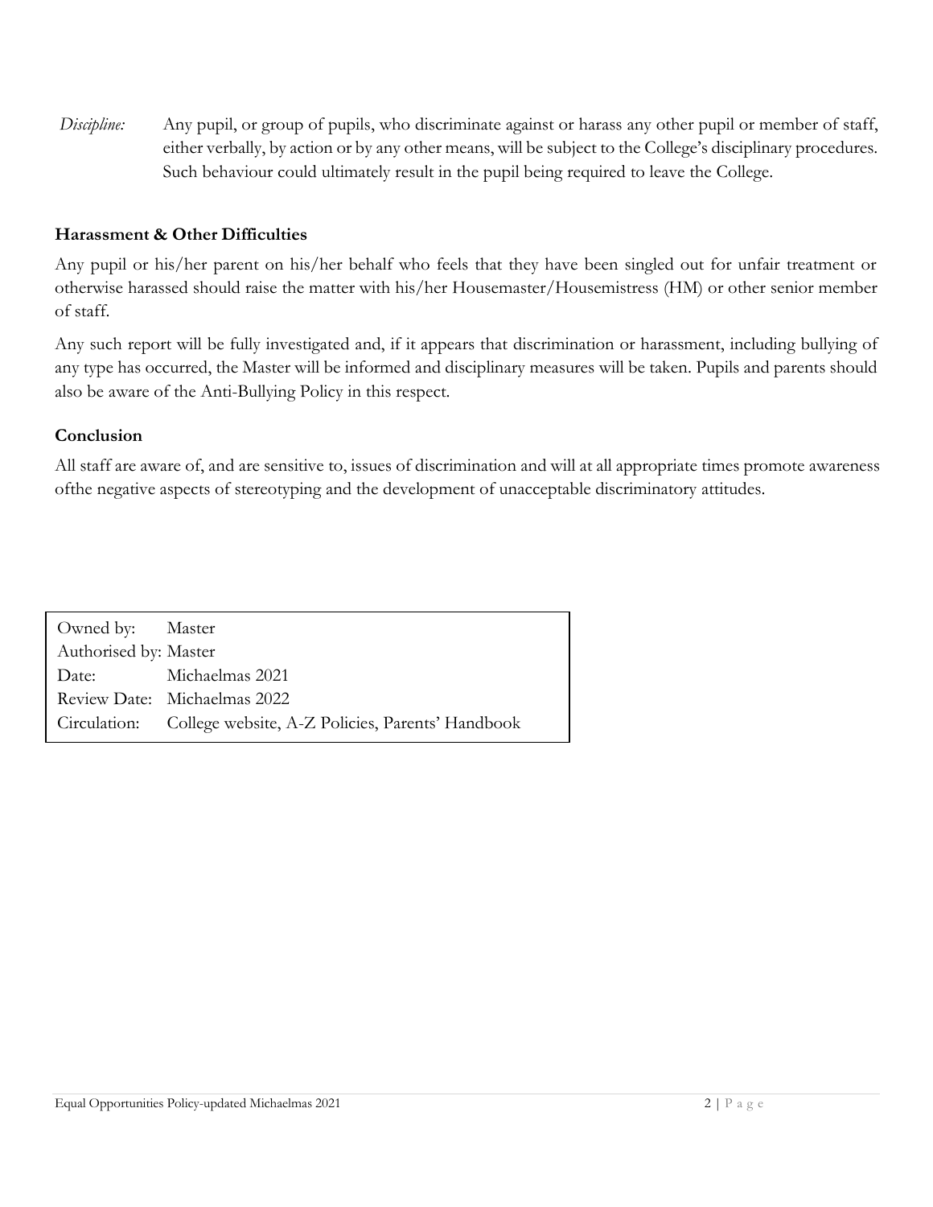*Discipline:* Any pupil, or group of pupils, who discriminate against or harass any other pupil or member of staff, either verbally, by action or by any other means, will be subject to the College's disciplinary procedures. Such behaviour could ultimately result in the pupil being required to leave the College.

**Harassment & Other Difficulties**

Any pupil or his/her parent on his/her behalf who feels that they have been singled out for unfair treatment or otherwise harassed should raise the matter with his/her Housemaster/Housemistress (HM) or other senior member of staff.

Any such report will be fully investigated and, if it appears that discrimination or harassment, including bullying of any type has occurred, the Master will be informed and disciplinary measures will be taken. Pupils and parents should also be aware of the Anti-Bullying Policy in this respect.

**Conclusion**

All staff are aware of, and are sensitive to, issues of discrimination and will at all appropriate times promote awareness ofthe negative aspects of stereotyping and the development of unacceptable discriminatory attitudes.

| | |
|---|---|
| Owned by: | Master |
| Authorised by: | Master |
| Date: | Michaelmas 2021 |
| Review Date: | Michaelmas 2022 |
| Circulation: | College website, A-Z Policies, Parents' Handbook |